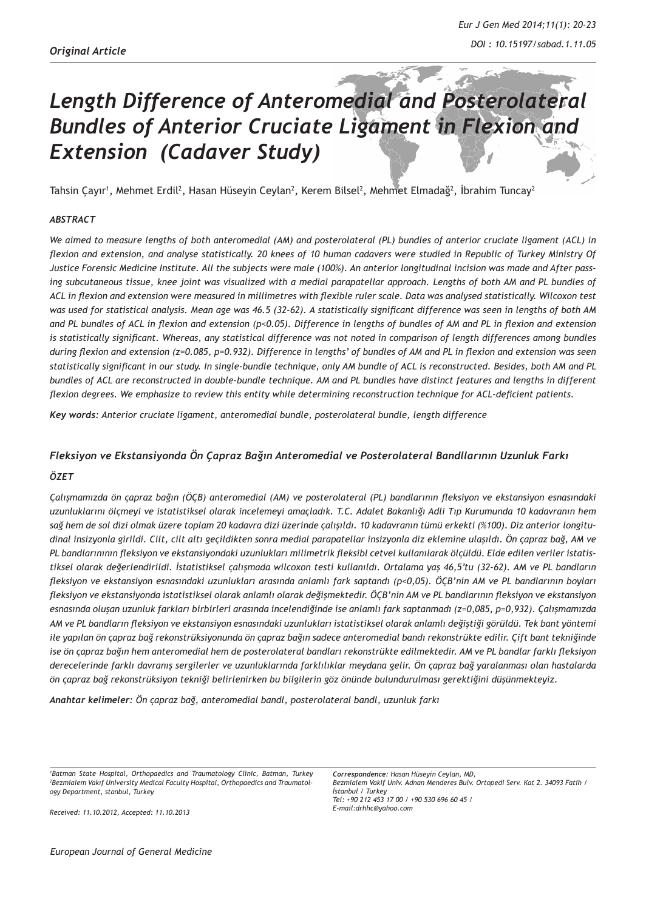*Original Article*

# *Length Difference of Anteromedial and Posterolateral Bundles of Anterior Cruciate Ligament in Flexion and Extension (Cadaver Study)*

Tahsin Çayır[1], Mehmet Erdil[2], Hasan Hüseyin Ceylan[2], Kerem Bilsel[2], Mehmet Elmadağ[2], İbrahim Tuncay[2]

### *ABSTRACT*

*We aimed to measure lengths of both anteromedial (AM) and posterolateral (PL) bundles of anterior cruciate ligament (ACL) in flexion and extension, and analyse statistically. 20 knees of 10 human cadavers were studied in Republic of Turkey Ministry Of Justice Forensic Medicine Institute. All the subjects were male (100%). An anterior longitudinal incision was made and After passing subcutaneous tissue, knee joint was visualized with a medial parapatellar approach. Lengths of both AM and PL bundles of ACL in flexion and extension were measured in millimetres with flexible ruler scale. Data was analysed statistically. Wilcoxon test was used for statistical analysis. Mean age was 46.5 (32-62). A statistically significant difference was seen in lengths of both AM and PL bundles of ACL in flexion and extension (p<0.05). Difference in lengths of bundles of AM and PL in flexion and extension is statistically significant. Whereas, any statistical difference was not noted in comparison of length differences among bundles during flexion and extension (z=0.085, p=0.932). Difference in lengths' of bundles of AM and PL in flexion and extension was seen statistically significant in our study. In single-bundle technique, only AM bundle of ACL is reconstructed. Besides, both AM and PL bundles of ACL are reconstructed in double-bundle technique. AM and PL bundles have distinct features and lengths in different flexion degrees. We emphasize to review this entity while determining reconstruction technique for ACL-deficient patients.*

***Key words:*** *Anterior cruciate ligament, anteromedial bundle, posterolateral bundle, length difference*

### *Fleksiyon ve Ekstansiyonda Ön Çapraz Bağın Anteromedial ve Posterolateral Bandllarının Uzunluk Farkı*

### *ÖZET*

*Çalışmamızda ön çapraz bağın (ÖÇB) anteromedial (AM) ve posterolateral (PL) bandlarının fleksiyon ve ekstansiyon esnasındaki uzunluklarını ölçmeyi ve istatistiksel olarak incelemeyi amaçladık. T.C. Adalet Bakanlığı Adli Tıp Kurumunda 10 kadavranın hem sağ hem de sol dizi olmak üzere toplam 20 kadavra dizi üzerinde çalışıldı. 10 kadavranın tümü erkekti (%100). Diz anterior longitudinal insizyonla girildi. Cilt, cilt altı geçildikten sonra medial parapatellar insizyonla diz eklemine ulaşıldı. Ön çapraz bağ, AM ve PL bandlarınının fleksiyon ve ekstansiyondaki uzunlukları milimetrik fleksibl cetvel kullanılarak ölçüldü. Elde edilen veriler istatistiksel olarak değerlendirildi. İstatistiksel çalışmada wilcoxon testi kullanıldı. Ortalama yaş 46,5'tu (32-62). AM ve PL bandların fleksiyon ve ekstansiyon esnasındaki uzunlukları arasında anlamlı fark saptandı (p<0,05). ÖÇB'nin AM ve PL bandlarının boyları fleksiyon ve ekstansiyonda istatistiksel olarak anlamlı olarak değişmektedir. ÖÇB'nin AM ve PL bandlarının fleksiyon ve ekstansiyon esnasında oluşan uzunluk farkları birbirleri arasında incelendiğinde ise anlamlı fark saptanmadı (z=0,085, p=0,932). Çalışmamızda AM ve PL bandların fleksiyon ve ekstansiyon esnasındaki uzunlukları istatistiksel olarak anlamlı değiştiği görüldü. Tek bant yöntemi ile yapılan ön çapraz bağ rekonstrüksiyonunda ön çapraz bağın sadece anteromedial bandı rekonstrükte edilir. Çift bant tekniğinde ise ön çapraz bağın hem anteromedial hem de posterolateral bandları rekonstrükte edilmektedir. AM ve PL bandlar farklı fleksiyon derecelerinde farklı davranış sergilerler ve uzunluklarında farklılıklar meydana gelir. Ön çapraz bağ yaralanması olan hastalarda ön çapraz bağ rekonstrüksiyon tekniği belirlenirken bu bilgilerin göz önünde bulundurulması gerektiğini düşünmekteyiz.*

***Anahtar kelimeler:*** *Ön çapraz bağ, anteromedial bandl, posterolateral bandl, uzunluk farkı*

---

*[1]Batman State Hospital, Orthopaedics and Traumatology Clinic, Batman, Turkey*
*[2]Bezmialem Vakıf University Medical Faculty Hospital, Orthopaedics and Traumatology Department, stanbul, Turkey*

*Received: 11.10.2012, Accepted: 11.10.2013*

***Correspondence:*** *Hasan Hüseyin Ceylan, MD,*
*Bezmialem Vakif Univ. Adnan Menderes Bulv. Ortopedi Serv. Kat 2. 34093 Fatih / İstanbul / Turkey*
*Tel: +90 212 453 17 00 / +90 530 696 60 45 /*
*E-mail:drhhc@yahoo.com*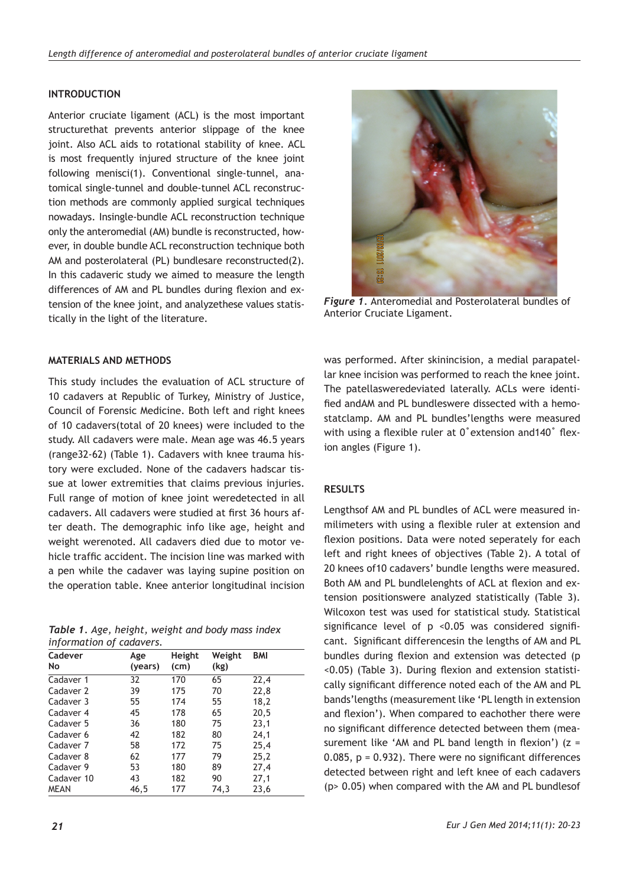## INTRODUCTION

Anterior cruciate ligament (ACL) is the most important structurethat prevents anterior slippage of the knee joint. Also ACL aids to rotational stability of knee. ACL is most frequently injured structure of the knee joint following menisci(1). Conventional single-tunnel, anatomical single-tunnel and double-tunnel ACL reconstruction methods are commonly applied surgical techniques nowadays. Insingle-bundle ACL reconstruction technique only the anteromedial (AM) bundle is reconstructed, however, in double bundle ACL reconstruction technique both AM and posterolateral (PL) bundlesare reconstructed(2). In this cadaveric study we aimed to measure the length differences of AM and PL bundles during flexion and extension of the knee joint, and analyzethese values statistically in the light of the literature.

*Figure 1*. Anteromedial and Posterolateral bundles of Anterior Cruciate Ligament.

## MATERIALS AND METHODS

This study includes the evaluation of ACL structure of 10 cadavers at Republic of Turkey, Ministry of Justice, Council of Forensic Medicine. Both left and right knees of 10 cadavers(total of 20 knees) were included to the study. All cadavers were male. Mean age was 46.5 years (range32-62) (Table 1). Cadavers with knee trauma history were excluded. None of the cadavers hadscar tissue at lower extremities that claims previous injuries. Full range of motion of knee joint weredetected in all cadavers. All cadavers were studied at first 36 hours after death. The demographic info like age, height and weight werenoted. All cadavers died due to motor vehicle traffic accident. The incision line was marked with a pen while the cadaver was laying supine position on the operation table. Knee anterior longitudinal incision was performed. After skinincision, a medial parapatellar knee incision was performed to reach the knee joint. The patellasweredeviated laterally. ACLs were identified andAM and PL bundleswere dissected with a hemostatclamp. AM and PL bundles'lengths were measured with using a flexible ruler at 0˚extension and140˚ flexion angles (Figure 1).

*Table 1. Age, height, weight and body mass index information of cadavers.*

| Cadever No | Age (years) | Height (cm) | Weight (kg) | BMI |
|---|---|---|---|---|
| Cadaver 1 | 32 | 170 | 65 | 22,4 |
| Cadaver 2 | 39 | 175 | 70 | 22,8 |
| Cadaver 3 | 55 | 174 | 55 | 18,2 |
| Cadaver 4 | 45 | 178 | 65 | 20,5 |
| Cadaver 5 | 36 | 180 | 75 | 23,1 |
| Cadaver 6 | 42 | 182 | 80 | 24,1 |
| Cadaver 7 | 58 | 172 | 75 | 25,4 |
| Cadaver 8 | 62 | 177 | 79 | 25,2 |
| Cadaver 9 | 53 | 180 | 89 | 27,4 |
| Cadaver 10 | 43 | 182 | 90 | 27,1 |
| MEAN | 46,5 | 177 | 74,3 | 23,6 |

## RESULTS

Lengthsof AM and PL bundles of ACL were measured inmilimeters with using a flexible ruler at extension and flexion positions. Data were noted seperately for each left and right knees of objectives (Table 2). A total of 20 knees of10 cadavers' bundle lengths were measured. Both AM and PL bundlelengths of ACL at flexion and extension positionswere analyzed statistically (Table 3). Wilcoxon test was used for statistical study. Statistical significance level of $p<0.05$ was considered significant. Significant differencesin the lengths of AM and PL bundles during flexion and extension was detected ($p<0.05$) (Table 3). During flexion and extension statistically significant difference noted each of the AM and PL bands'lengths (measurement like 'PL length in extension and flexion'). When compared to eachother there were no significant difference detected between them (measurement like 'AM and PL band length in flexion') ($z = 0.085$, $p = 0.932$). There were no significant differences detected between right and left knee of each cadavers ($p > 0.05$) when compared with the AM and PL bundlesof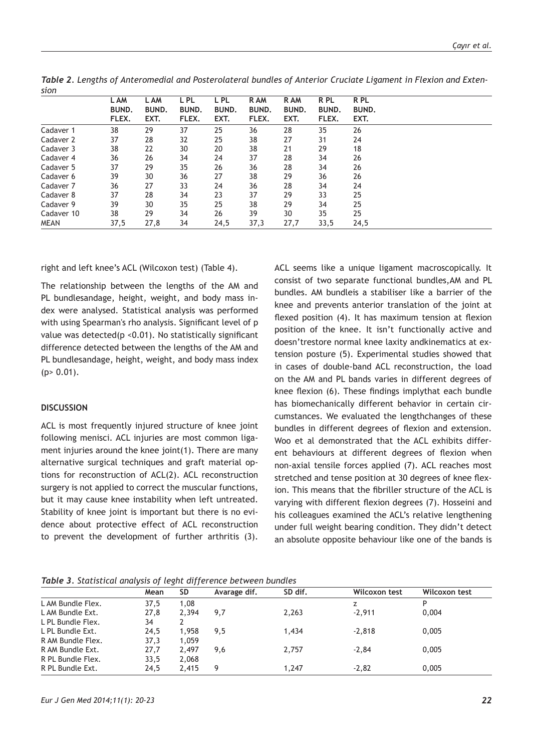*Table 2. Lengths of Anteromedial and Posterolateral bundles of Anterior Cruciate Ligament in Flexion and Extension*

| | L AM BUND. FLEX. | L AM BUND. EXT. | L PL BUND. FLEX. | L PL BUND. EXT. | R AM BUND. FLEX. | R AM BUND. EXT. | R PL BUND. FLEX. | R PL BUND. EXT. |
|---|---|---|---|---|---|---|---|---|
| Cadaver 1 | 38 | 29 | 37 | 25 | 36 | 28 | 35 | 26 |
| Cadaver 2 | 37 | 28 | 32 | 25 | 38 | 27 | 31 | 24 |
| Cadaver 3 | 38 | 22 | 30 | 20 | 38 | 21 | 29 | 18 |
| Cadaver 4 | 36 | 26 | 34 | 24 | 37 | 28 | 34 | 26 |
| Cadaver 5 | 37 | 29 | 35 | 26 | 36 | 28 | 34 | 26 |
| Cadaver 6 | 39 | 30 | 36 | 27 | 38 | 29 | 36 | 26 |
| Cadaver 7 | 36 | 27 | 33 | 24 | 36 | 28 | 34 | 24 |
| Cadaver 8 | 37 | 28 | 34 | 23 | 37 | 29 | 33 | 25 |
| Cadaver 9 | 39 | 30 | 35 | 25 | 38 | 29 | 34 | 25 |
| Cadaver 10 | 38 | 29 | 34 | 26 | 39 | 30 | 35 | 25 |
| MEAN | 37,5 | 27,8 | 34 | 24,5 | 37,3 | 27,7 | 33,5 | 24,5 |

right and left knee's ACL (Wilcoxon test) (Table 4).

The relationship between the lengths of the AM and PL bundlesandage, height, weight, and body mass index were analysed. Statistical analysis was performed with using Spearman's rho analysis. Significant level of p value was detected($p < 0.01$). No statistically significant difference detected between the lengths of the AM and PL bundlesandage, height, weight, and body mass index ($p > 0.01$).

## DISCUSSION

ACL is most frequently injured structure of knee joint following menisci. ACL injuries are most common ligament injuries around the knee joint(1). There are many alternative surgical techniques and graft material options for reconstruction of ACL(2). ACL reconstruction surgery is not applied to correct the muscular functions, but it may cause knee instability when left untreated. Stability of knee joint is important but there is no evidence about protective effect of ACL reconstruction to prevent the development of further arthritis (3). ACL seems like a unique ligament macroscopically. It consist of two separate functional bundles,AM and PL bundles. AM bundleis a stabiliser like a barrier of the knee and prevents anterior translation of the joint at flexed position (4). It has maximum tension at flexion position of the knee. It isn't functionally active and doesn'trestore normal knee laxity andkinematics at extension posture (5). Experimental studies showed that in cases of double-band ACL reconstruction, the load on the AM and PL bands varies in different degrees of knee flexion (6). These findings implythat each bundle has biomechanically different behavior in certain circumstances. We evaluated the lengthchanges of these bundles in different degrees of flexion and extension. Woo et al demonstrated that the ACL exhibits different behaviours at different degrees of flexion when non-axial tensile forces applied (7). ACL reaches most stretched and tense position at 30 degrees of knee flexion. This means that the fibriller structure of the ACL is varying with different flexion degrees (7). Hosseini and his colleagues examined the ACL's relative lengthening under full weight bearing condition. They didn't detect an absolute opposite behaviour like one of the bands is

*Table 3. Statistical analysis of leght difference between bundles*

| | Mean | SD | Avarage dif. | SD dif. | Wilcoxon test | Wilcoxon test |
|---|---|---|---|---|---|---|
| L AM Bundle Flex. | 37,5 | 1,08 | | | z | P |
| L AM Bundle Ext. | 27,8 | 2,394 | 9,7 | 2,263 | -2,911 | 0,004 |
| L PL Bundle Flex. | 34 | 2 | | | | |
| L PL Bundle Ext. | 24,5 | 1,958 | 9,5 | 1,434 | -2,818 | 0,005 |
| R AM Bundle Flex. | 37,3 | 1,059 | | | | |
| R AM Bundle Ext. | 27,7 | 2,497 | 9,6 | 2,757 | -2,84 | 0,005 |
| R PL Bundle Flex. | 33,5 | 2,068 | | | | |
| R PL Bundle Ext. | 24,5 | 2,415 | 9 | 1,247 | -2,82 | 0,005 |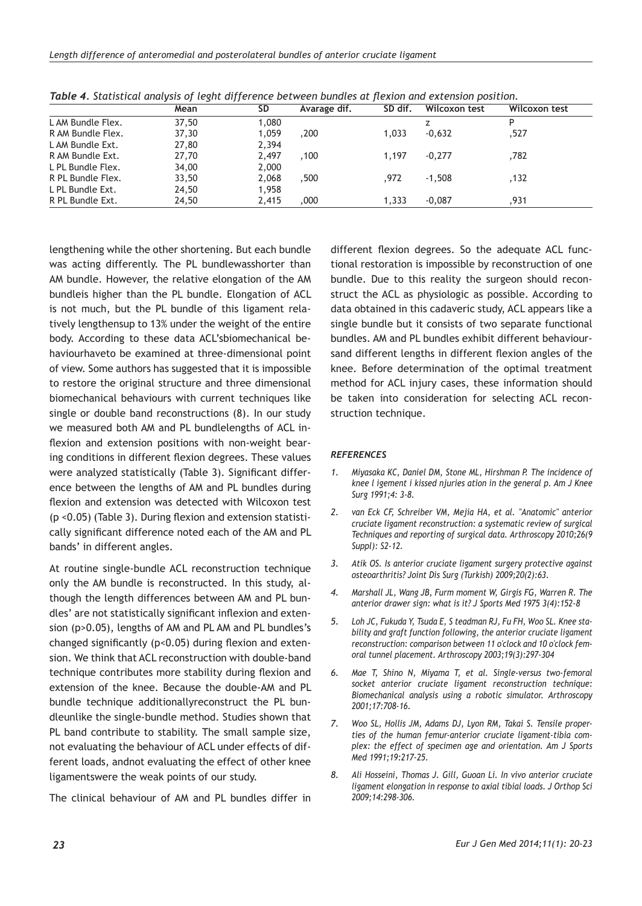*Table 4. Statistical analysis of leght difference between bundles at flexion and extension position.*

| | Mean | SD | Avarage dif. | SD dif. | Wilcoxon test | Wilcoxon test |
|---|---|---|---|---|---|---|
| L AM Bundle Flex. | 37,50 | 1,080 | | | z | P |
| R AM Bundle Flex. | 37,30 | 1,059 | ,200 | 1,033 | -0,632 | ,527 |
| L AM Bundle Ext. | 27,80 | 2,394 | | | | |
| R AM Bundle Ext. | 27,70 | 2,497 | ,100 | 1,197 | -0,277 | ,782 |
| L PL Bundle Flex. | 34,00 | 2,000 | | | | |
| R PL Bundle Flex. | 33,50 | 2,068 | ,500 | ,972 | -1,508 | ,132 |
| L PL Bundle Ext. | 24,50 | 1,958 | | | | |
| R PL Bundle Ext. | 24,50 | 2,415 | ,000 | 1,333 | -0,087 | ,931 |

lengthening while the other shortening. But each bundle was acting differently. The PL bundlewasshorter than AM bundle. However, the relative elongation of the AM bundleis higher than the PL bundle. Elongation of ACL is not much, but the PL bundle of this ligament relatively lengthensup to 13% under the weight of the entire body. According to these data ACL'sbiomechanical behaviourhaveto be examined at three-dimensional point of view. Some authors has suggested that it is impossible to restore the original structure and three dimensional biomechanical behaviours with current techniques like single or double band reconstructions (8). In our study we measured both AM and PL bundlelengths of ACL inflexion and extension positions with non-weight bearing conditions in different flexion degrees. These values were analyzed statistically (Table 3). Significant difference between the lengths of AM and PL bundles during flexion and extension was detected with Wilcoxon test ($p < 0.05$) (Table 3). During flexion and extension statistically significant difference noted each of the AM and PL bands' in different angles.

At routine single-bundle ACL reconstruction technique only the AM bundle is reconstructed. In this study, although the length differences between AM and PL bundles' are not statistically significant inflexion and extension ($p > 0.05$), lengths of AM and PL AM and PL bundles's changed significantly ($p < 0.05$) during flexion and extension. We think that ACL reconstruction with double-band technique contributes more stability during flexion and extension of the knee. Because the double-AM and PL bundle technique additionallyreconstruct the PL bundleunlike the single-bundle method. Studies shown that PL band contribute to stability. The small sample size, not evaluating the behaviour of ACL under effects of different loads, andnot evaluating the effect of other knee ligamentswere the weak points of our study.

The clinical behaviour of AM and PL bundles differ in different flexion degrees. So the adequate ACL functional restoration is impossible by reconstruction of one bundle. Due to this reality the surgeon should reconstruct the ACL as physiologic as possible. According to data obtained in this cadaveric study, ACL appears like a single bundle but it consists of two separate functional bundles. AM and PL bundles exhibit different behavioursand different lengths in different flexion angles of the knee. Before determination of the optimal treatment method for ACL injury cases, these information should be taken into consideration for selecting ACL reconstruction technique.

### *REFERENCES*

1. *Miyasaka KC, Daniel DM, Stone ML, Hirshman P. The incidence of knee l igement i kissed njuries ation in the general p. Am J Knee Surg 1991;4: 3-8.*
2. *van Eck CF, Schreiber VM, Mejia HA, et al. "Anatomic" anterior cruciate ligament reconstruction: a systematic review of surgical Techniques and reporting of surgical data. Arthroscopy 2010;26(9 Suppl): S2-12.*
3. *Atik OS. Is anterior cruciate ligament surgery protective against osteoarthritis? Joint Dis Surg (Turkish) 2009;20(2):63.*
4. *Marshall JL, Wang JB, Furm moment W, Girgis FG, Warren R. The anterior drawer sign: what is it? J Sports Med 1975 3(4):152-8*
5. *Loh JC, Fukuda Y, Tsuda E, S teadman RJ, Fu FH, Woo SL. Knee stability and graft function following, the anterior cruciate ligament reconstruction: comparison between 11 o'clock and 10 o'clock femoral tunnel placement. Arthroscopy 2003;19(3):297-304*
6. *Mae T, Shino N, Miyama T, et al. Single-versus two-femoral socket anterior cruciate ligament reconstruction technique: Biomechanical analysis using a robotic simulator. Arthroscopy 2001;17:708-16.*
7. *Woo SL, Hollis JM, Adams DJ, Lyon RM, Takai S. Tensile properties of the human femur-anterior cruciate ligament-tibia complex: the effect of specimen age and orientation. Am J Sports Med 1991;19:217-25.*
8. *Ali Hosseini, Thomas J. Gill, Guoan Li. In vivo anterior cruciate ligament elongation in response to axial tibial loads. J Orthop Sci 2009;14:298-306.*